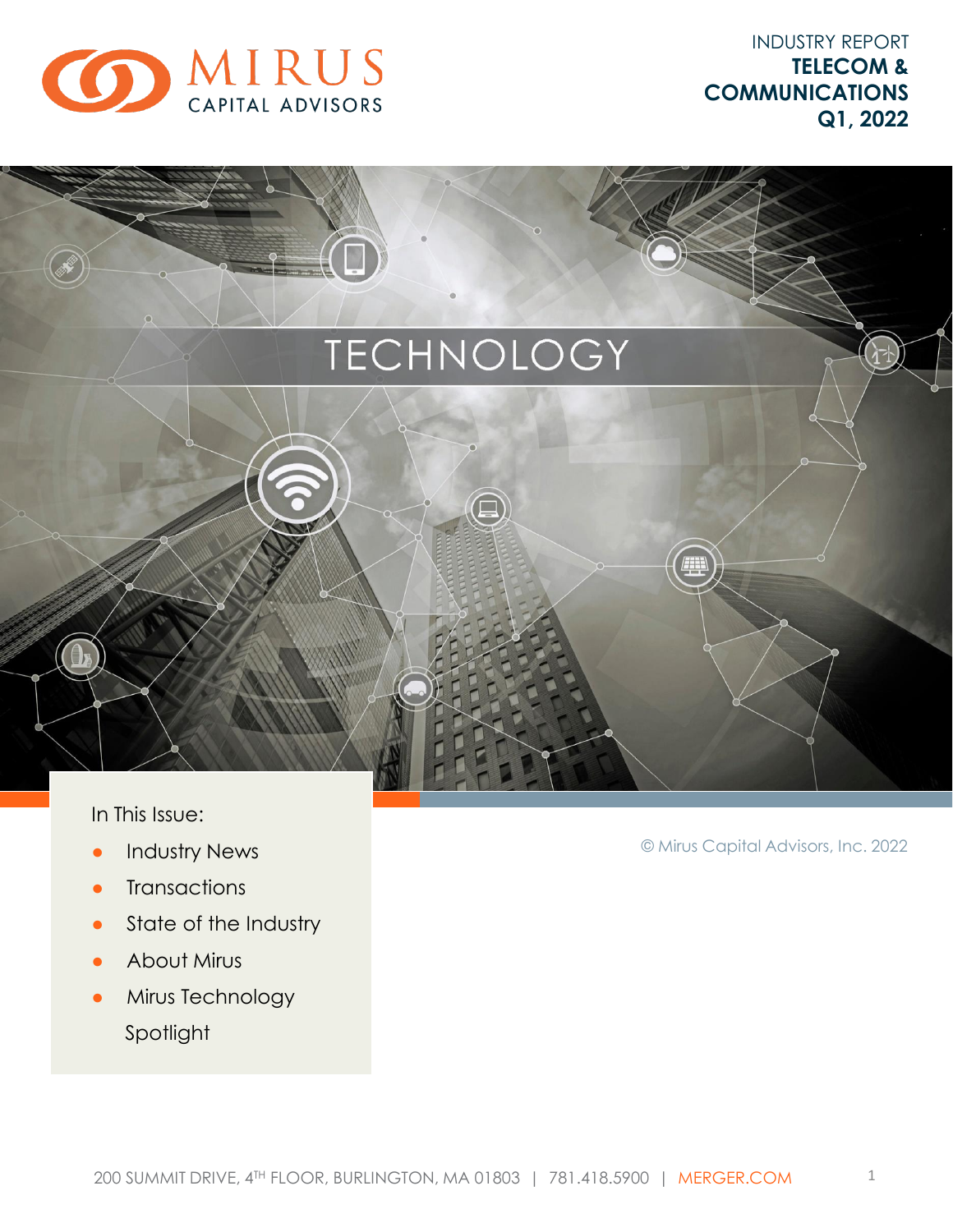MIRUS CAPITAL ADVISORS

INDUSTRY REPORT

**TELECOM & COMMUNICATIONS**

**Q1, 2022**

# TECHNOLOGY

In This Issue:

- Industry News
- Transactions
- State of the Industry
- About Mirus
- Mirus Technology Spotlight

© Mirus Capital Advisors, Inc. 2022

200 SUMMIT DRIVE, 4TH FLOOR, BURLINGTON, MA 01803 | 781.418.5900 | MERGER.COM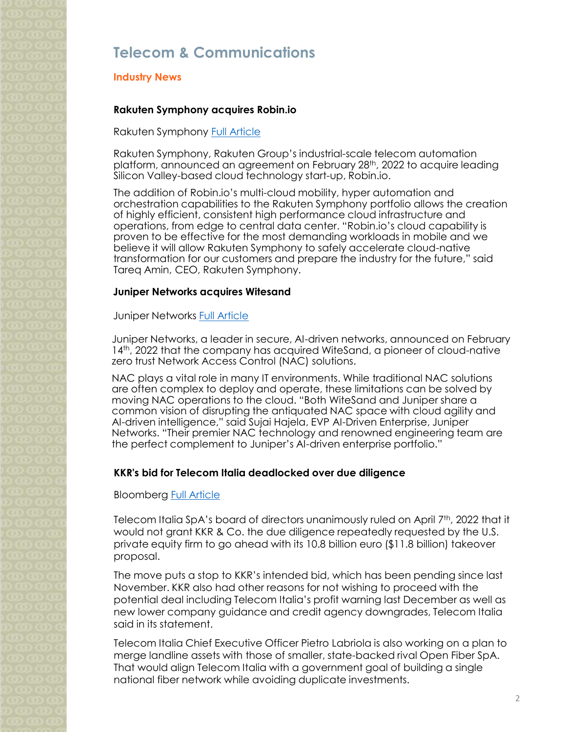# Telecom & Communications

## Industry News

### Rakuten Symphony acquires Robin.io

Rakuten Symphony Full Article

Rakuten Symphony, Rakuten Group's industrial-scale telecom automation platform, announced an agreement on February 28th, 2022 to acquire leading Silicon Valley-based cloud technology start-up, Robin.io.

The addition of Robin.io's multi-cloud mobility, hyper automation and orchestration capabilities to the Rakuten Symphony portfolio allows the creation of highly efficient, consistent high performance cloud infrastructure and operations, from edge to central data center. "Robin.io's cloud capability is proven to be effective for the most demanding workloads in mobile and we believe it will allow Rakuten Symphony to safely accelerate cloud-native transformation for our customers and prepare the industry for the future," said Tareq Amin, CEO, Rakuten Symphony.

### Juniper Networks acquires Witesand

Juniper Networks Full Article

Juniper Networks, a leader in secure, AI-driven networks, announced on February 14th, 2022 that the company has acquired WiteSand, a pioneer of cloud-native zero trust Network Access Control (NAC) solutions.

NAC plays a vital role in many IT environments. While traditional NAC solutions are often complex to deploy and operate, these limitations can be solved by moving NAC operations to the cloud. "Both WiteSand and Juniper share a common vision of disrupting the antiquated NAC space with cloud agility and AI-driven intelligence," said Sujai Hajela, EVP AI-Driven Enterprise, Juniper Networks. "Their premier NAC technology and renowned engineering team are the perfect complement to Juniper's AI-driven enterprise portfolio."

### KKR's bid for Telecom Italia deadlocked over due diligence

Bloomberg Full Article

Telecom Italia SpA's board of directors unanimously ruled on April 7th, 2022 that it would not grant KKR & Co. the due diligence repeatedly requested by the U.S. private equity firm to go ahead with its 10.8 billion euro ($11.8 billion) takeover proposal.

The move puts a stop to KKR's intended bid, which has been pending since last November. KKR also had other reasons for not wishing to proceed with the potential deal including Telecom Italia's profit warning last December as well as new lower company guidance and credit agency downgrades, Telecom Italia said in its statement.

Telecom Italia Chief Executive Officer Pietro Labriola is also working on a plan to merge landline assets with those of smaller, state-backed rival Open Fiber SpA. That would align Telecom Italia with a government goal of building a single national fiber network while avoiding duplicate investments.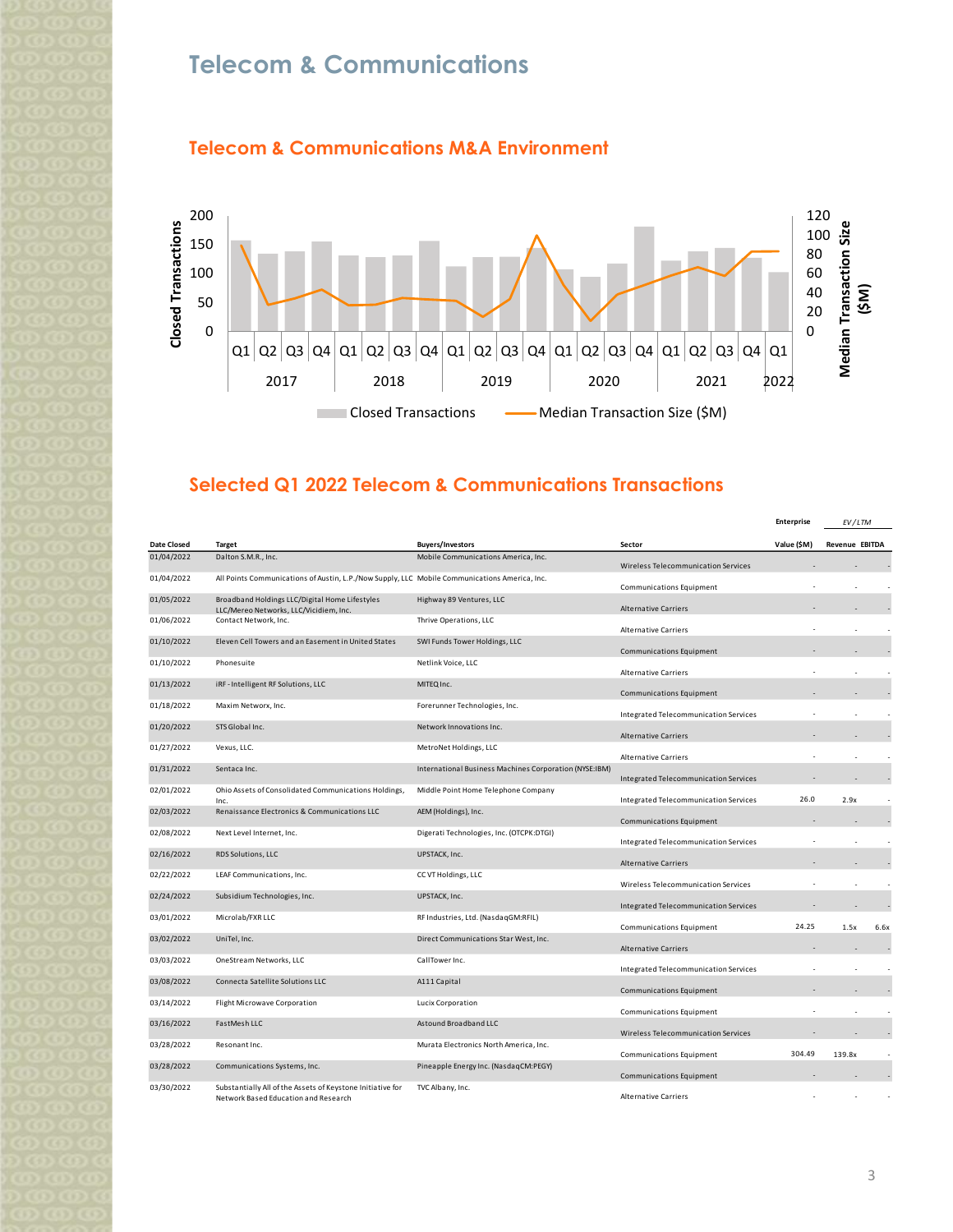# Telecom & Communications

## Telecom & Communications M&A Environment

## Selected Q1 2022 Telecom & Communications Transactions

| Date Closed | Target | Buyers/Investors | Sector | Enterprise Value ($M) | EV/LTM Revenue | EV/LTM EBITDA |
|---|---|---|---|---|---|---|
| 01/04/2022 | Dalton S.M.R., Inc. | Mobile Communications America, Inc. | Wireless Telecommunication Services | - | - | - |
| 01/04/2022 | All Points Communications of Austin, L.P./Now Supply, LLC | Mobile Communications America, Inc. | Communications Equipment | - | - | - |
| 01/05/2022 | Broadband Holdings LLC/Digital Home Lifestyles LLC/Mereo Networks, LLC/Vicidiem, Inc. | Highway 89 Ventures, LLC | Alternative Carriers | - | - | - |
| 01/06/2022 | Contact Network, Inc. | Thrive Operations, LLC | Alternative Carriers | - | - | - |
| 01/10/2022 | Eleven Cell Towers and an Easement in United States | SWI Funds Tower Holdings, LLC | Communications Equipment | - | - | - |
| 01/10/2022 | Phonesuite | Netlink Voice, LLC | Alternative Carriers | - | - | - |
| 01/13/2022 | iRF - Intelligent RF Solutions, LLC | MITEQ Inc. | Communications Equipment | - | - | - |
| 01/18/2022 | Maxim Network, Inc. | Forerunner Technologies, Inc. | Integrated Telecommunication Services | - | - | - |
| 01/20/2022 | STS Global Inc. | Network Innovations Inc. | Alternative Carriers | - | - | - |
| 01/27/2022 | Vexus, LLC. | MetroNet Holdings, LLC | Alternative Carriers | - | - | - |
| 01/31/2022 | Sentaca Inc. | International Business Machines Corporation (NYSE:IBM) | Integrated Telecommunication Services | - | - | - |
| 02/01/2022 | Ohio Assets of Consolidated Communications Holdings, Inc. | Middle Point Home Telephone Company | Integrated Telecommunication Services | 26.0 | 2.9x | - |
| 02/03/2022 | Renaissance Electronics & Communications LLC | AEM (Holdings), Inc. | Communications Equipment | - | - | - |
| 02/08/2022 | Next Level Internet, Inc. | Digerati Technologies, Inc. (OTCPK:DTGI) | Integrated Telecommunication Services | - | - | - |
| 02/16/2022 | RDS Solutions, LLC | UPSTACK, Inc. | Alternative Carriers | - | - | - |
| 02/22/2022 | LEAF Communications, Inc. | CC VT Holdings, LLC | Wireless Telecommunication Services | - | - | - |
| 02/24/2022 | Subsidium Technologies, Inc. | UPSTACK, Inc. | Integrated Telecommunication Services | - | - | - |
| 03/01/2022 | Microlab/FXR LLC | RF Industries, Ltd. (NasdaqGM:RFIL) | Communications Equipment | 24.25 | 1.5x | 6.6x |
| 03/02/2022 | UniTel, Inc. | Direct Communications Star West, Inc. | Alternative Carriers | - | - | - |
| 03/03/2022 | OneStream Networks, LLC | CallTower Inc. | Integrated Telecommunication Services | - | - | - |
| 03/08/2022 | Connecta Satellite Solutions LLC | A111 Capital | Communications Equipment | - | - | - |
| 03/14/2022 | Flight Microwave Corporation | Lucix Corporation | Communications Equipment | - | - | - |
| 03/16/2022 | FastMesh LLC | Astound Broadband LLC | Wireless Telecommunication Services | - | - | - |
| 03/28/2022 | Resonant Inc. | Murata Electronics North America, Inc. | Communications Equipment | 304.49 | 139.8x | - |
| 03/28/2022 | Communications Systems, Inc. | Pineapple Energy Inc. (NasdaqCM:PEGY) | Communications Equipment | - | - | - |
| 03/30/2022 | Substantially All of the Assets of Keystone Initiative for Network Based Education and Research | TVC Albany, Inc. | Alternative Carriers | - | - | - |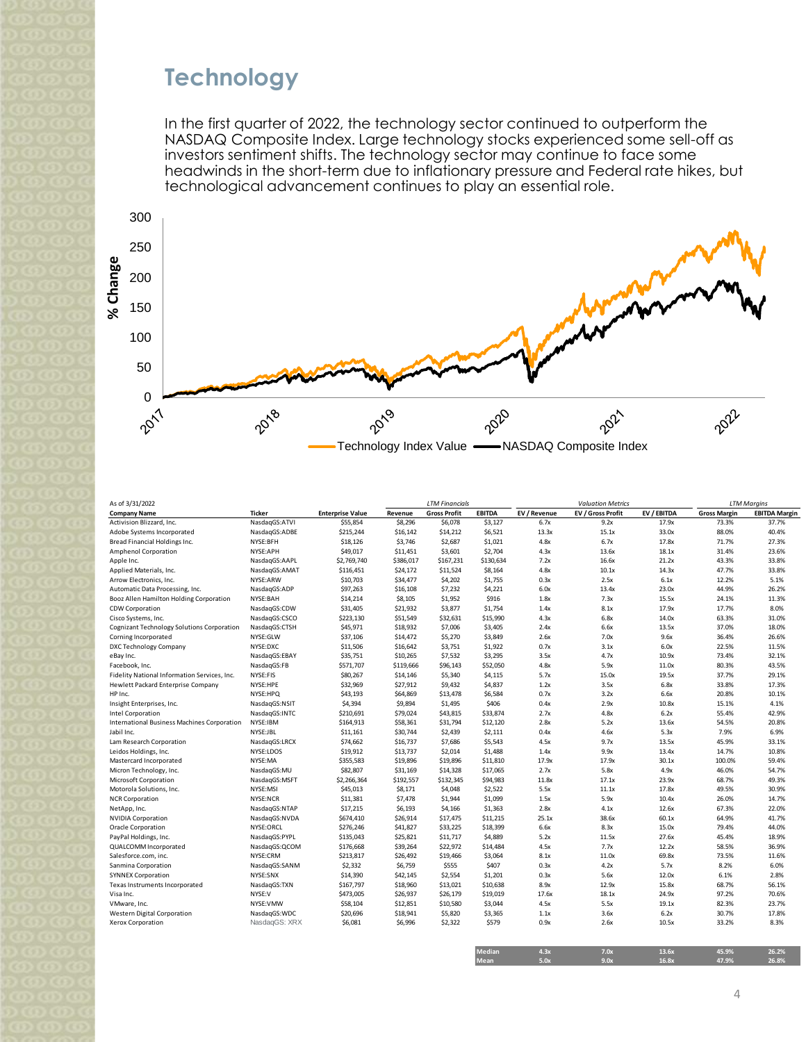# Technology

In the first quarter of 2022, the technology sector continued to outperform the NASDAQ Composite Index. Large technology stocks experienced some sell-off as investors sentiment shifts. The technology sector may continue to face some headwinds in the short-term due to inflationary pressure and Federal rate hikes, but technological advancement continues to play an essential role.

As of 3/31/2022

| Company Name | Ticker | Enterprise Value | LTM Financials | | | Valuation Metrics | | | LTM Margins | |
|---|---|---|---|---|---|---|---|---|---|---|
| | | | Revenue | Gross Profit | EBITDA | EV / Revenue | EV / Gross Profit | EV / EBITDA | Gross Margin | EBITDA Margin |
| Activision Blizzard, Inc. | NasdaqGS:ATVI | $55,854 | $8,296 | $6,078 | $3,127 | 6.7x | 9.2x | 17.9x | 73.3% | 37.7% |
| Adobe Systems Incorporated | NasdaqGS:ADBE | $215,244 | $16,142 | $14,212 | $6,521 | 13.3x | 15.1x | 33.0x | 88.0% | 40.4% |
| Bread Financial Holdings Inc. | NYSE:BFH | $18,126 | $3,746 | $2,687 | $1,021 | 4.8x | 6.7x | 17.8x | 71.7% | 27.3% |
| Amphenol Corporation | NYSE:APH | $49,017 | $11,451 | $3,601 | $2,704 | 4.3x | 13.6x | 18.1x | 31.4% | 23.6% |
| Apple Inc. | NasdaqGS:AAPL | $2,769,740 | $386,017 | $167,231 | $130,634 | 7.2x | 16.6x | 21.2x | 43.3% | 33.8% |
| Applied Materials, Inc. | NasdaqGS:AMAT | $116,451 | $24,172 | $11,524 | $8,164 | 4.8x | 10.1x | 14.3x | 47.7% | 33.8% |
| Arrow Electronics, Inc. | NYSE:ARW | $10,703 | $34,477 | $4,202 | $1,755 | 0.3x | 2.5x | 6.1x | 12.2% | 5.1% |
| Automatic Data Processing, Inc. | NasdaqGS:ADP | $97,263 | $16,108 | $7,232 | $4,221 | 6.0x | 13.4x | 23.0x | 44.9% | 26.2% |
| Booz Allen Hamilton Holding Corporation | NYSE:BAH | $14,214 | $8,105 | $1,952 | $916 | 1.8x | 7.3x | 15.5x | 24.1% | 11.3% |
| CDW Corporation | NasdaqGS:CDW | $31,405 | $21,932 | $3,877 | $1,754 | 1.4x | 8.1x | 17.9x | 17.7% | 8.0% |
| Cisco Systems, Inc. | NasdaqGS:CSCO | $223,130 | $51,549 | $32,631 | $15,990 | 4.3x | 6.8x | 14.0x | 63.3% | 31.0% |
| Cognizant Technology Solutions Corporation | NasdaqGS:CTSH | $45,971 | $18,932 | $7,006 | $3,405 | 2.4x | 6.6x | 13.5x | 37.0% | 18.0% |
| Corning Incorporated | NYSE:GLW | $37,106 | $14,472 | $5,270 | $3,849 | 2.6x | 7.0x | 9.6x | 36.4% | 26.6% |
| DXC Technology Company | NYSE:DXC | $11,506 | $16,642 | $3,751 | $1,922 | 0.7x | 3.1x | 6.0x | 22.5% | 11.5% |
| eBay Inc. | NasdaqGS:EBAY | $35,751 | $10,265 | $7,532 | $3,295 | 3.5x | 4.7x | 10.9x | 73.4% | 32.1% |
| Facebook, Inc. | NasdaqGS:FB | $571,707 | $119,666 | $96,143 | $52,050 | 4.8x | 5.9x | 11.0x | 80.3% | 43.5% |
| Fidelity National Information Services, Inc. | NYSE:FIS | $80,267 | $14,146 | $5,340 | $4,115 | 5.7x | 15.0x | 19.5x | 37.7% | 29.1% |
| Hewlett Packard Enterprise Company | NYSE:HPE | $32,969 | $27,912 | $9,432 | $4,837 | 1.2x | 3.5x | 6.8x | 33.8% | 17.3% |
| HP Inc. | NYSE:HPQ | $43,193 | $64,869 | $13,478 | $6,584 | 0.7x | 3.2x | 6.6x | 20.8% | 10.1% |
| Insight Enterprises, Inc. | NasdaqGS:NSIT | $4,394 | $9,894 | $1,495 | $406 | 0.4x | 2.9x | 10.8x | 15.1% | 4.1% |
| Intel Corporation | NasdaqGS:INTC | $210,691 | $79,024 | $43,815 | $33,874 | 2.7x | 4.8x | 6.2x | 55.4% | 42.9% |
| International Business Machines Corporation | NYSE:IBM | $164,913 | $58,361 | $31,794 | $12,120 | 2.8x | 5.2x | 13.6x | 54.5% | 20.8% |
| Jabil Inc. | NYSE:JBL | $11,161 | $30,744 | $2,439 | $2,111 | 0.4x | 4.6x | 5.3x | 7.9% | 6.9% |
| Lam Research Corporation | NasdaqGS:LRCX | $74,662 | $16,737 | $7,686 | $5,543 | 4.5x | 9.7x | 13.5x | 45.9% | 33.1% |
| Leidos Holdings, Inc. | NYSE:LDOS | $19,912 | $13,737 | $2,014 | $1,488 | 1.4x | 9.9x | 13.4x | 14.7% | 10.8% |
| Mastercard Incorporated | NYSE:MA | $355,583 | $19,896 | $19,896 | $11,810 | 17.9x | 17.9x | 30.1x | 100.0% | 59.4% |
| Micron Technology, Inc. | NasdaqGS:MU | $82,807 | $31,169 | $14,328 | $17,065 | 2.7x | 5.8x | 4.9x | 46.0% | 54.7% |
| Microsoft Corporation | NasdaqGS:MSFT | $2,266,364 | $192,557 | $132,345 | $94,983 | 11.8x | 17.1x | 23.9x | 68.7% | 49.3% |
| Motorola Solutions, Inc. | NYSE:MSI | $45,013 | $8,171 | $4,048 | $2,522 | 5.5x | 11.1x | 17.8x | 49.5% | 30.9% |
| NCR Corporation | NYSE:NCR | $11,381 | $7,478 | $1,944 | $1,099 | 1.5x | 5.9x | 10.4x | 26.0% | 14.7% |
| NetApp, Inc. | NasdaqGS:NTAP | $17,215 | $6,193 | $4,166 | $1,363 | 2.8x | 4.1x | 12.6x | 67.3% | 22.0% |
| NVIDIA Corporation | NasdaqGS:NVDA | $674,410 | $26,914 | $17,475 | $11,215 | 25.1x | 38.6x | 60.1x | 64.9% | 41.7% |
| Oracle Corporation | NYSE:ORCL | $276,246 | $41,827 | $33,225 | $18,399 | 6.6x | 8.3x | 15.0x | 79.4% | 44.0% |
| PayPal Holdings, Inc. | NasdaqGS:PYPL | $135,043 | $25,821 | $11,717 | $4,889 | 5.2x | 11.5x | 27.6x | 45.4% | 18.9% |
| QUALCOMM Incorporated | NasdaqGS:QCOM | $176,668 | $39,264 | $22,972 | $14,484 | 4.5x | 7.7x | 12.2x | 58.5% | 36.9% |
| Salesforce.com, inc. | NYSE:CRM | $213,817 | $26,492 | $19,466 | $3,064 | 8.1x | 11.0x | 69.8x | 73.5% | 11.6% |
| Sanmina Corporation | NasdaqGS:SANM | $2,332 | $6,759 | $555 | $407 | 0.3x | 4.2x | 5.7x | 8.2% | 6.0% |
| SYNNEX Corporation | NYSE:SNX | $14,390 | $42,145 | $2,554 | $1,201 | 0.3x | 5.6x | 12.0x | 6.1% | 2.8% |
| Texas Instruments Incorporated | NasdaqGS:TXN | $167,797 | $18,960 | $13,021 | $10,638 | 8.9x | 12.9x | 15.8x | 68.7% | 56.1% |
| Visa Inc. | NYSE:V | $473,005 | $26,937 | $26,179 | $19,019 | 17.6x | 18.1x | 24.9x | 97.2% | 70.6% |
| VMware, Inc. | NYSE:VMW | $58,104 | $12,851 | $10,580 | $3,044 | 4.5x | 5.5x | 19.1x | 82.3% | 23.7% |
| Western Digital Corporation | NasdaqGS:WDC | $20,696 | $18,941 | $5,820 | $3,365 | 1.1x | 3.6x | 6.2x | 30.7% | 17.8% |
| Xerox Corporation | NasdaqGS: XRX | $6,081 | $6,996 | $2,322 | $579 | 0.9x | 2.6x | 10.5x | 33.2% | 8.3% |
| | | | | | Median | 4.3x | 7.0x | 13.6x | 45.9% | 26.2% |
| | | | | | Mean | 5.0x | 9.0x | 16.8x | 47.9% | 26.8% |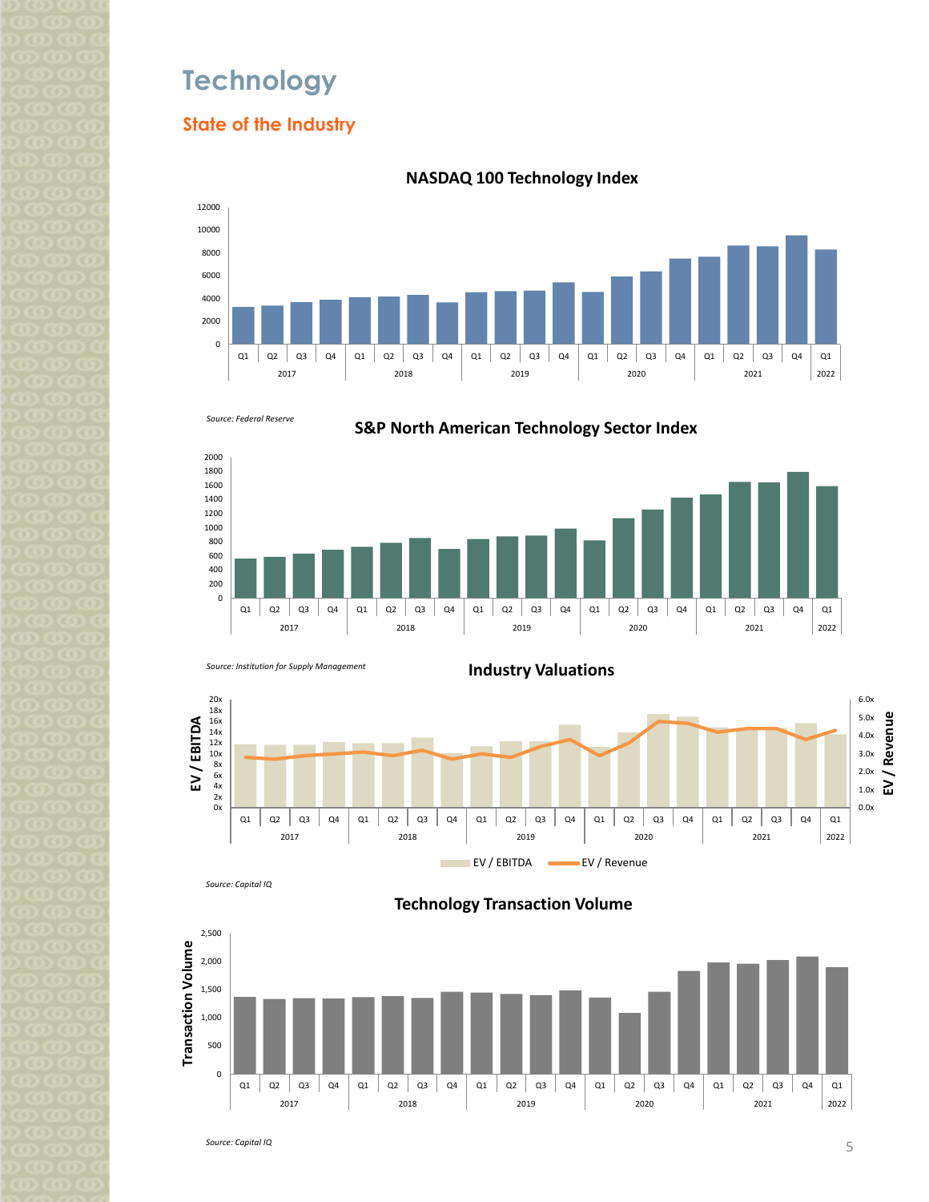# Technology

## State of the Industry

**NASDAQ 100 Technology Index**

*Source: Federal Reserve*

**S&P North American Technology Sector Index**

*Source: Institution for Supply Management*

**Industry Valuations**

*Source: Capital IQ*

**Technology Transaction Volume**

*Source: Capital IQ*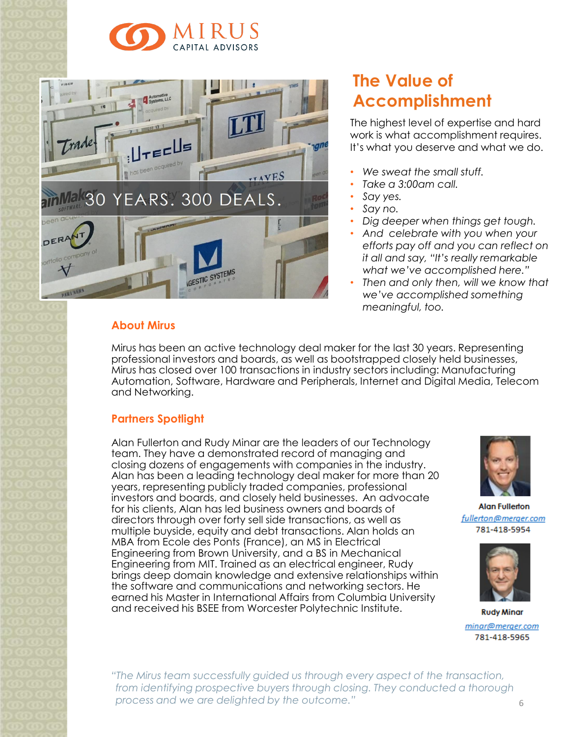MIRUS CAPITAL ADVISORS

30 YEARS. 300 DEALS.

## The Value of Accomplishment

The highest level of expertise and hard work is what accomplishment requires. It's what you deserve and what we do.

- *We sweat the small stuff.*
- *Take a 3:00am call.*
- *Say yes.*
- *Say no.*
- *Dig deeper when things get tough.*
- *And celebrate with you when your efforts pay off and you can reflect on it all and say, "It's really remarkable what we've accomplished here."*
- *Then and only then, will we know that we've accomplished something meaningful, too.*

### About Mirus

Mirus has been an active technology deal maker for the last 30 years. Representing professional investors and boards, as well as bootstrapped closely held businesses, Mirus has closed over 100 transactions in industry sectors including: Manufacturing Automation, Software, Hardware and Peripherals, Internet and Digital Media, Telecom and Networking.

### Partners Spotlight

Alan Fullerton and Rudy Minar are the leaders of our Technology team. They have a demonstrated record of managing and closing dozens of engagements with companies in the industry. Alan has been a leading technology deal maker for more than 20 years, representing publicly traded companies, professional investors and boards, and closely held businesses. An advocate for his clients, Alan has led business owners and boards of directors through over forty sell side transactions, as well as multiple buyside, equity and debt transactions. Alan holds an MBA from Ecole des Ponts (France), an MS in Electrical Engineering from Brown University, and a BS in Mechanical Engineering from MIT. Trained as an electrical engineer, Rudy brings deep domain knowledge and extensive relationships within the software and communications and networking sectors. He earned his Master in International Affairs from Columbia University and received his BSEE from Worcester Polytechnic Institute.

**Alan Fullerton**
fullerton@merger.com
781-418-5954

**Rudy Minar**
minar@merger.com
781-418-5965

*"The Mirus team successfully guided us through every aspect of the transaction, from identifying prospective buyers through closing. They conducted a thorough process and we are delighted by the outcome."*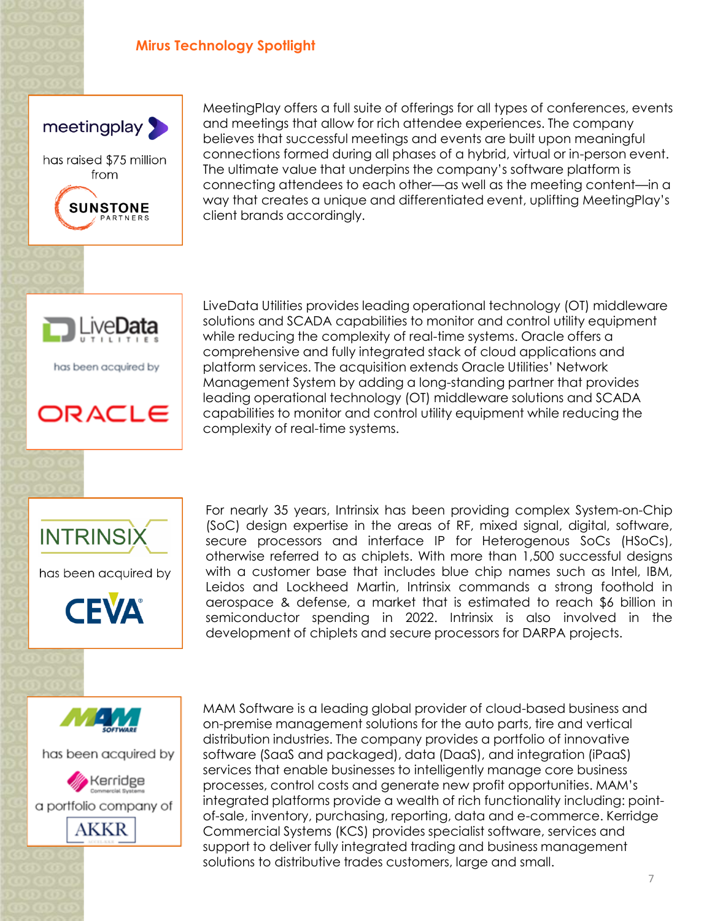## Mirus Technology Spotlight

meetingplay

has raised $75 million from

SUNSTONE PARTNERS

MeetingPlay offers a full suite of offerings for all types of conferences, events and meetings that allow for rich attendee experiences. The company believes that successful meetings and events are built upon meaningful connections formed during all phases of a hybrid, virtual or in-person event. The ultimate value that underpins the company's software platform is connecting attendees to each other—as well as the meeting content—in a way that creates a unique and differentiated event, uplifting MeetingPlay's client brands accordingly.

LiveData UTILITIES

has been acquired by

ORACLE

LiveData Utilities provides leading operational technology (OT) middleware solutions and SCADA capabilities to monitor and control utility equipment while reducing the complexity of real-time systems. Oracle offers a comprehensive and fully integrated stack of cloud applications and platform services. The acquisition extends Oracle Utilities' Network Management System by adding a long-standing partner that provides leading operational technology (OT) middleware solutions and SCADA capabilities to monitor and control utility equipment while reducing the complexity of real-time systems.

INTRINSIX

has been acquired by

CEVA

For nearly 35 years, Intrinsix has been providing complex System-on-Chip (SoC) design expertise in the areas of RF, mixed signal, digital, software, secure processors and interface IP for Heterogenous SoCs (HSoCs), otherwise referred to as chiplets. With more than 1,500 successful designs with a customer base that includes blue chip names such as Intel, IBM, Leidos and Lockheed Martin, Intrinsix commands a strong foothold in aerospace & defense, a market that is estimated to reach $6 billion in semiconductor spending in 2022. Intrinsix is also involved in the development of chiplets and secure processors for DARPA projects.

MAM SOFTWARE

has been acquired by

Kerridge Commercial Systems

a portfolio company of

AKKR

MAM Software is a leading global provider of cloud-based business and on-premise management solutions for the auto parts, tire and vertical distribution industries. The company provides a portfolio of innovative software (SaaS and packaged), data (DaaS), and integration (iPaaS) services that enable businesses to intelligently manage core business processes, control costs and generate new profit opportunities. MAM's integrated platforms provide a wealth of rich functionality including: point-of-sale, inventory, purchasing, reporting, data and e-commerce. Kerridge Commercial Systems (KCS) provides specialist software, services and support to deliver fully integrated trading and business management solutions to distributive trades customers, large and small.